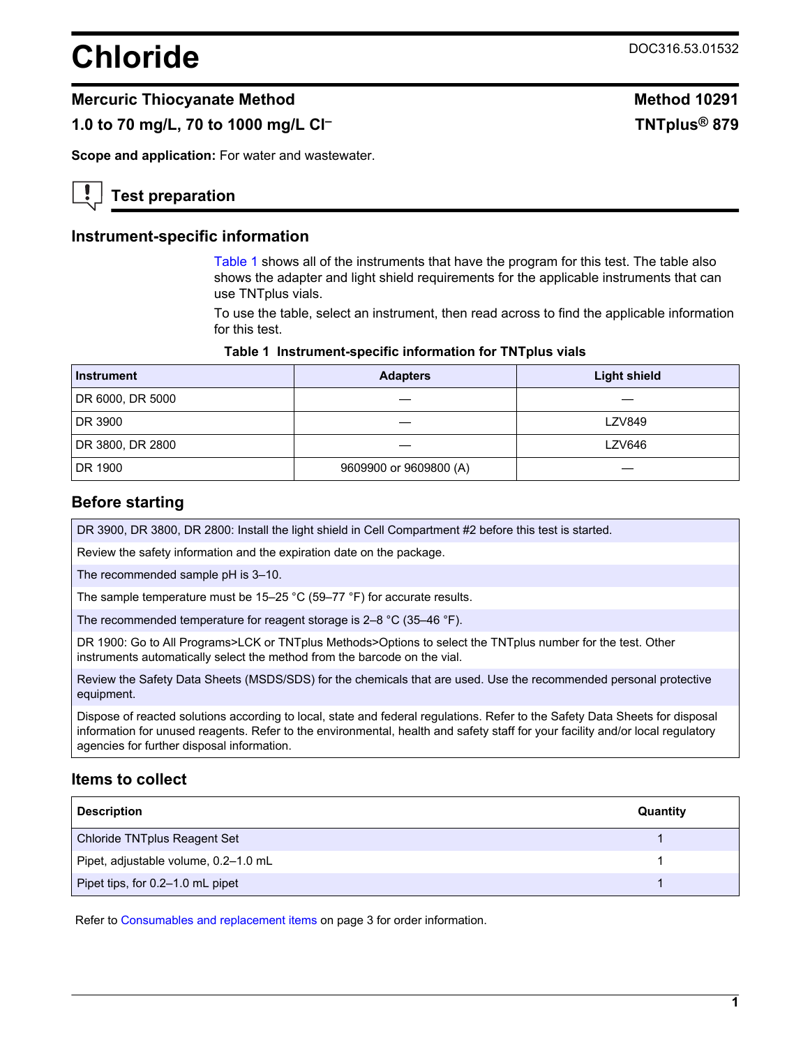# Chloride

DOC316.53.01532

## Mercuric Thiocyanate Method

## 1.0 to 70 mg/L, 70 to 1000 mg/L $Cl^-$

**Method 10291**

**TNTplus® 879**

**Scope and application:** For water and wastewater.

## Test preparation

### Instrument-specific information

Table 1 shows all of the instruments that have the program for this test. The table also shows the adapter and light shield requirements for the applicable instruments that can use TNTplus vials.

To use the table, select an instrument, then read across to find the applicable information for this test.

**Table 1 Instrument-specific information for TNTplus vials**

| Instrument | Adapters | Light shield |
|---|---|---|
| DR 6000, DR 5000 | — | — |
| DR 3900 | — | LZV849 |
| DR 3800, DR 2800 | — | LZV646 |
| DR 1900 | 9609900 or 9609800 (A) | — |

### Before starting

DR 3900, DR 3800, DR 2800: Install the light shield in Cell Compartment #2 before this test is started.

Review the safety information and the expiration date on the package.

The recommended sample pH is 3–10.

The sample temperature must be 15–25 °C (59–77 °F) for accurate results.

The recommended temperature for reagent storage is 2–8 °C (35–46 °F).

DR 1900: Go to All Programs>LCK or TNTplus Methods>Options to select the TNTplus number for the test. Other instruments automatically select the method from the barcode on the vial.

Review the Safety Data Sheets (MSDS/SDS) for the chemicals that are used. Use the recommended personal protective equipment.

Dispose of reacted solutions according to local, state and federal regulations. Refer to the Safety Data Sheets for disposal information for unused reagents. Refer to the environmental, health and safety staff for your facility and/or local regulatory agencies for further disposal information.

### Items to collect

| Description | Quantity |
|---|---|
| Chloride TNTplus Reagent Set | 1 |
| Pipet, adjustable volume, 0.2–1.0 mL | 1 |
| Pipet tips, for 0.2–1.0 mL pipet | 1 |

Refer to Consumables and replacement items on page 3 for order information.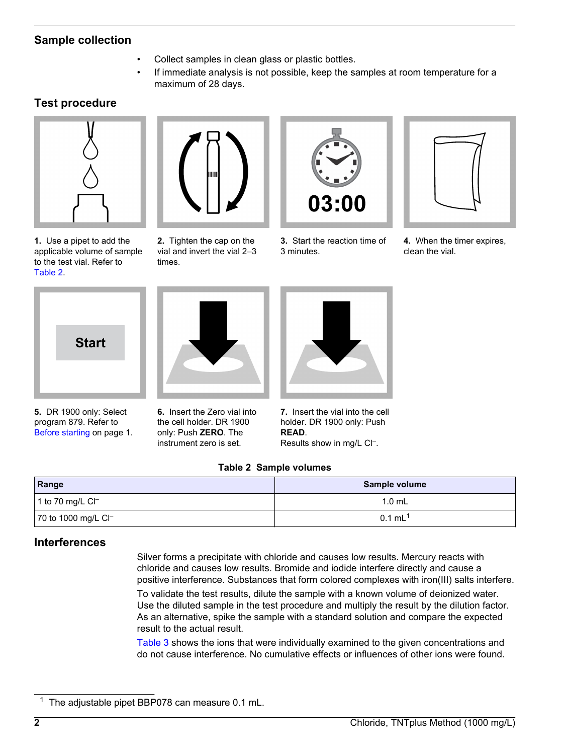## Sample collection

- Collect samples in clean glass or plastic bottles.
- If immediate analysis is not possible, keep the samples at room temperature for a maximum of 28 days.

## Test procedure

**1.** Use a pipet to add the applicable volume of sample to the test vial. Refer to Table 2.

**2.** Tighten the cap on the vial and invert the vial 2–3 times.

**3.** Start the reaction time of 3 minutes.

**4.** When the timer expires, clean the vial.

**5.** DR 1900 only: Select program 879. Refer to Before starting on page 1.

**6.** Insert the Zero vial into the cell holder. DR 1900 only: Push **ZERO**. The instrument zero is set.

**7.** Insert the vial into the cell holder. DR 1900 only: Push **READ**.
Results show in mg/L $Cl^-$.

**Table 2 Sample volumes**

| Range | Sample volume |
|---|---|
| 1 to 70 mg/L $Cl^-$ | 1.0 mL |
| 70 to 1000 mg/L $Cl^-$ | 0.1 mL[1] |

## Interferences

Silver forms a precipitate with chloride and causes low results. Mercury reacts with chloride and causes low results. Bromide and iodide interfere directly and cause a positive interference. Substances that form colored complexes with iron(III) salts interfere.

To validate the test results, dilute the sample with a known volume of deionized water. Use the diluted sample in the test procedure and multiply the result by the dilution factor. As an alternative, spike the sample with a standard solution and compare the expected result to the actual result.

Table 3 shows the ions that were individually examined to the given concentrations and do not cause interference. No cumulative effects or influences of other ions were found.

---

[1] The adjustable pipet BBP078 can measure 0.1 mL.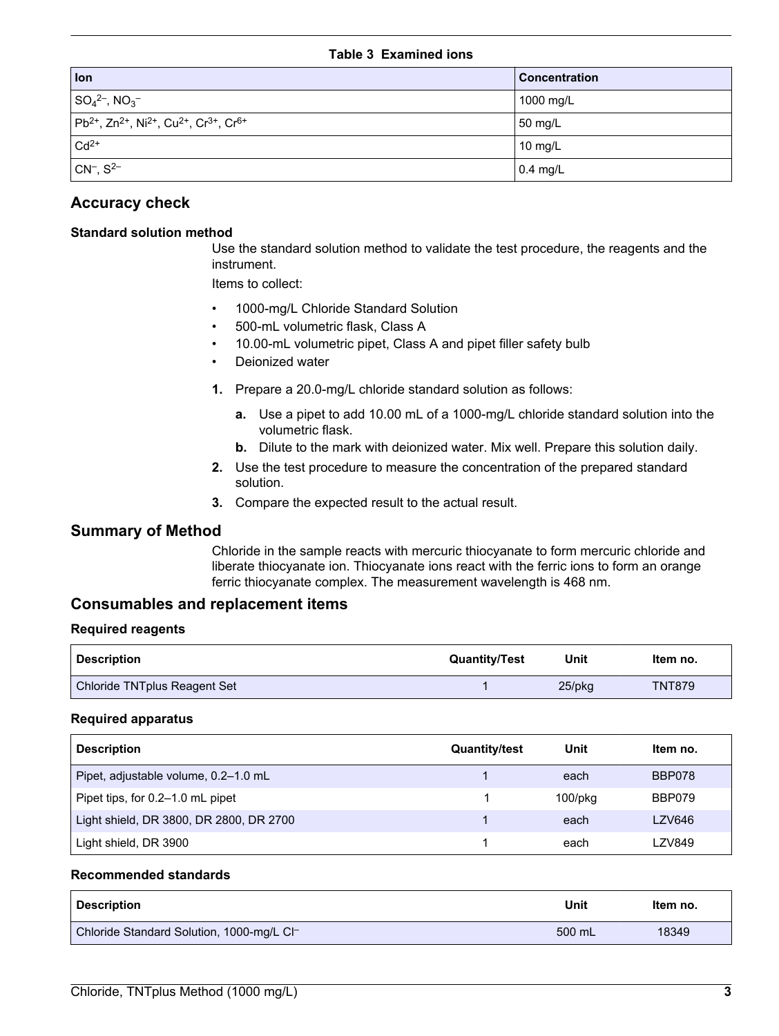**Table 3 Examined ions**

| Ion | Concentration |
| --- | --- |
| $SO_4^{2-}$, $NO_3^-$ | 1000 mg/L |
| $Pb^{2+}$, $Zn^{2+}$, $Ni^{2+}$, $Cu^{2+}$, $Cr^{3+}$, $Cr^{6+}$ | 50 mg/L |
| $Cd^{2+}$ | 10 mg/L |
| $CN^-$, $S^{2-}$ | 0.4 mg/L |

## Accuracy check

### Standard solution method

Use the standard solution method to validate the test procedure, the reagents and the instrument.

Items to collect:

- 1000-mg/L Chloride Standard Solution
- 500-mL volumetric flask, Class A
- 10.00-mL volumetric pipet, Class A and pipet filler safety bulb
- Deionized water

1. Prepare a 20.0-mg/L chloride standard solution as follows:
   a. Use a pipet to add 10.00 mL of a 1000-mg/L chloride standard solution into the volumetric flask.
   b. Dilute to the mark with deionized water. Mix well. Prepare this solution daily.
2. Use the test procedure to measure the concentration of the prepared standard solution.
3. Compare the expected result to the actual result.

## Summary of Method

Chloride in the sample reacts with mercuric thiocyanate to form mercuric chloride and liberate thiocyanate ion. Thiocyanate ions react with the ferric ions to form an orange ferric thiocyanate complex. The measurement wavelength is 468 nm.

## Consumables and replacement items

### Required reagents

| Description | Quantity/Test | Unit | Item no. |
| --- | --- | --- | --- |
| Chloride TNTplus Reagent Set | 1 | 25/pkg | TNT879 |

### Required apparatus

| Description | Quantity/test | Unit | Item no. |
| --- | --- | --- | --- |
| Pipet, adjustable volume, 0.2–1.0 mL | 1 | each | BBP078 |
| Pipet tips, for 0.2–1.0 mL pipet | 1 | 100/pkg | BBP079 |
| Light shield, DR 3800, DR 2800, DR 2700 | 1 | each | LZV646 |
| Light shield, DR 3900 | 1 | each | LZV849 |

### Recommended standards

| Description | Unit | Item no. |
| --- | --- | --- |
| Chloride Standard Solution, 1000-mg/L $Cl^-$ | 500 mL | 18349 |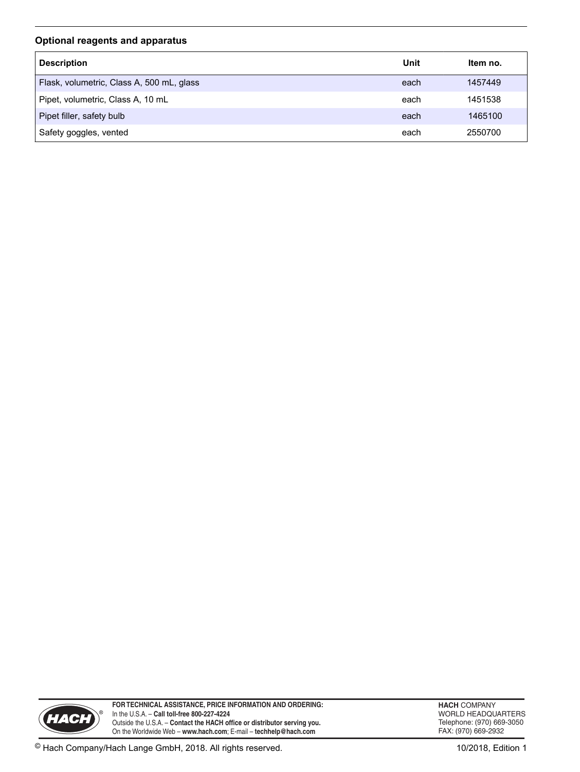### Optional reagents and apparatus

| Description | Unit | Item no. |
| --- | --- | --- |
| Flask, volumetric, Class A, 500 mL, glass | each | 1457449 |
| Pipet, volumetric, Class A, 10 mL | each | 1451538 |
| Pipet filler, safety bulb | each | 1465100 |
| Safety goggles, vented | each | 2550700 |

**FOR TECHNICAL ASSISTANCE, PRICE INFORMATION AND ORDERING:**
In the U.S.A. – **Call toll-free 800-227-4224**
Outside the U.S.A. – **Contact the HACH office or distributor serving you.**
On the Worldwide Web – **www.hach.com**; E-mail – **techhelp@hach.com**

**HACH** COMPANY
WORLD HEADQUARTERS
Telephone: (970) 669-3050
FAX: (970) 669-2932

© Hach Company/Hach Lange GmbH, 2018. All rights reserved.

10/2018, Edition 1